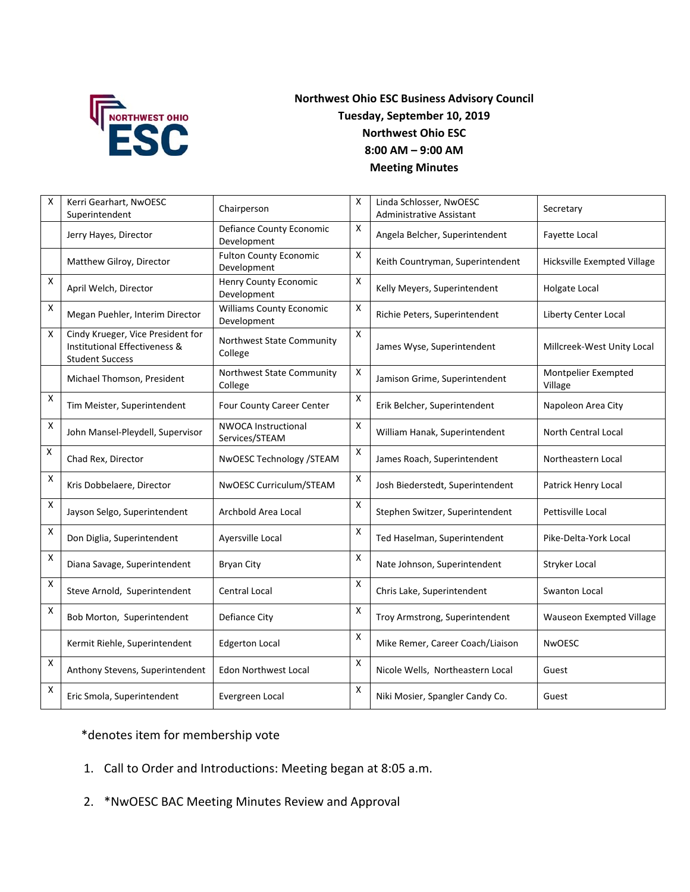**Northwest Ohio ESC Business Advisory Council**
**Tuesday, September 10, 2019**
**Northwest Ohio ESC**
**8:00 AM – 9:00 AM**
**Meeting Minutes**

| | | | | | |
|---|---|---|---|---|---|
| X | Kerri Gearhart, NwOESC Superintendent | Chairperson | X | Linda Schlosser, NwOESC Administrative Assistant | Secretary |
| | Jerry Hayes, Director | Defiance County Economic Development | X | Angela Belcher, Superintendent | Fayette Local |
| | Matthew Gilroy, Director | Fulton County Economic Development | X | Keith Countryman, Superintendent | Hicksville Exempted Village |
| X | April Welch, Director | Henry County Economic Development | X | Kelly Meyers, Superintendent | Holgate Local |
| X | Megan Puehler, Interim Director | Williams County Economic Development | X | Richie Peters, Superintendent | Liberty Center Local |
| X | Cindy Krueger, Vice President for Institutional Effectiveness & Student Success | Northwest State Community College | X | James Wyse, Superintendent | Millcreek-West Unity Local |
| | Michael Thomson, President | Northwest State Community College | X | Jamison Grime, Superintendent | Montpelier Exempted Village |
| X | Tim Meister, Superintendent | Four County Career Center | X | Erik Belcher, Superintendent | Napoleon Area City |
| X | John Mansel-Pleydell, Supervisor | NWOCA Instructional Services/STEAM | X | William Hanak, Superintendent | North Central Local |
| X | Chad Rex, Director | NwOESC Technology /STEAM | X | James Roach, Superintendent | Northeastern Local |
| X | Kris Dobbelaere, Director | NwOESC Curriculum/STEAM | X | Josh Biederstedt, Superintendent | Patrick Henry Local |
| X | Jayson Selgo, Superintendent | Archbold Area Local | X | Stephen Switzer, Superintendent | Pettisville Local |
| X | Don Diglia, Superintendent | Ayersville Local | X | Ted Haselman, Superintendent | Pike-Delta-York Local |
| X | Diana Savage, Superintendent | Bryan City | X | Nate Johnson, Superintendent | Stryker Local |
| X | Steve Arnold, Superintendent | Central Local | X | Chris Lake, Superintendent | Swanton Local |
| X | Bob Morton, Superintendent | Defiance City | X | Troy Armstrong, Superintendent | Wauseon Exempted Village |
| | Kermit Riehle, Superintendent | Edgerton Local | X | Mike Remer, Career Coach/Liaison | NwOESC |
| X | Anthony Stevens, Superintendent | Edon Northwest Local | X | Nicole Wells, Northeastern Local | Guest |
| X | Eric Smola, Superintendent | Evergreen Local | X | Niki Mosier, Spangler Candy Co. | Guest |

*denotes item for membership vote

1. Call to Order and Introductions: Meeting began at 8:05 a.m.

2. *NwOESC BAC Meeting Minutes Review and Approval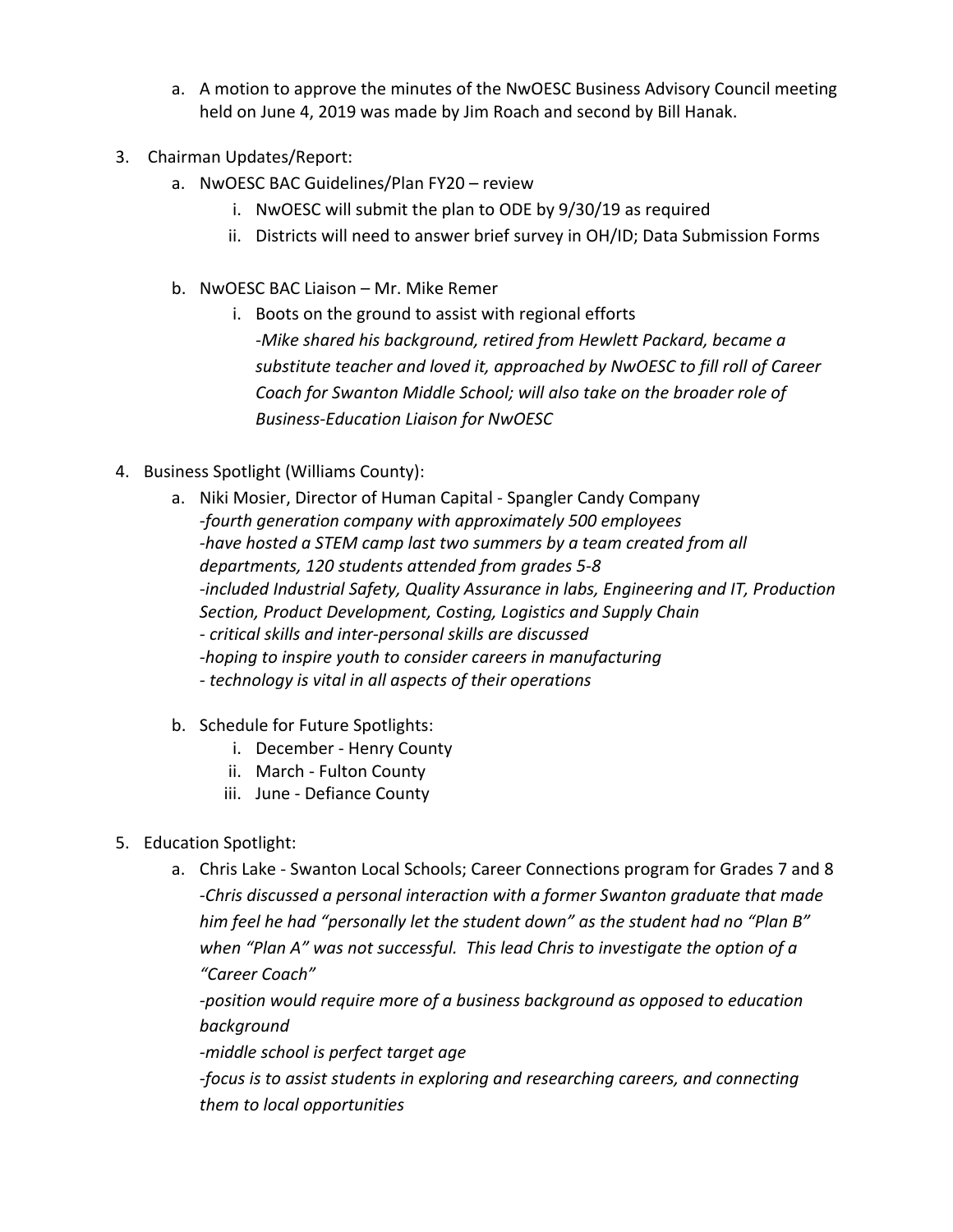a. A motion to approve the minutes of the NwOESC Business Advisory Council meeting held on June 4, 2019 was made by Jim Roach and second by Bill Hanak.

3. Chairman Updates/Report:
    a. NwOESC BAC Guidelines/Plan FY20 – review
        i. NwOESC will submit the plan to ODE by 9/30/19 as required
        ii. Districts will need to answer brief survey in OH/ID; Data Submission Forms

    b. NwOESC BAC Liaison – Mr. Mike Remer
        i. Boots on the ground to assist with regional efforts
        *-Mike shared his background, retired from Hewlett Packard, became a substitute teacher and loved it, approached by NwOESC to fill roll of Career Coach for Swanton Middle School; will also take on the broader role of Business-Education Liaison for NwOESC*

4. Business Spotlight (Williams County):
    a. Niki Mosier, Director of Human Capital - Spangler Candy Company
    *-fourth generation company with approximately 500 employees*
    *-have hosted a STEM camp last two summers by a team created from all departments, 120 students attended from grades 5-8*
    *-included Industrial Safety, Quality Assurance in labs, Engineering and IT, Production Section, Product Development, Costing, Logistics and Supply Chain*
    *- critical skills and inter-personal skills are discussed*
    *-hoping to inspire youth to consider careers in manufacturing*
    *- technology is vital in all aspects of their operations*

    b. Schedule for Future Spotlights:
        i. December - Henry County
        ii. March - Fulton County
        iii. June - Defiance County

5. Education Spotlight:
    a. Chris Lake - Swanton Local Schools; Career Connections program for Grades 7 and 8
    *-Chris discussed a personal interaction with a former Swanton graduate that made him feel he had "personally let the student down" as the student had no "Plan B" when "Plan A" was not successful. This lead Chris to investigate the option of a "Career Coach"*
    *-position would require more of a business background as opposed to education background*
    *-middle school is perfect target age*
    *-focus is to assist students in exploring and researching careers, and connecting them to local opportunities*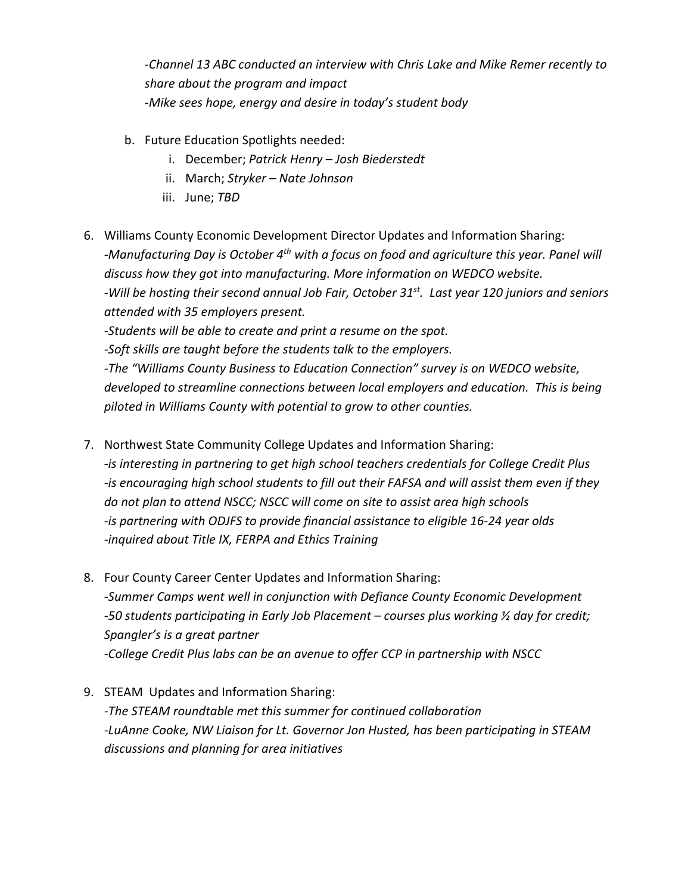*-Channel 13 ABC conducted an interview with Chris Lake and Mike Remer recently to share about the program and impact*
*-Mike sees hope, energy and desire in today's student body*

b. Future Education Spotlights needed:
   i. December; *Patrick Henry – Josh Biederstedt*
   ii. March; *Stryker – Nate Johnson*
   iii. June; *TBD*

6. Williams County Economic Development Director Updates and Information Sharing:
   *-Manufacturing Day is October 4th with a focus on food and agriculture this year. Panel will discuss how they got into manufacturing. More information on WEDCO website.*
   *-Will be hosting their second annual Job Fair, October 31st. Last year 120 juniors and seniors attended with 35 employers present.*
   *-Students will be able to create and print a resume on the spot.*
   *-Soft skills are taught before the students talk to the employers.*
   *-The "Williams County Business to Education Connection" survey is on WEDCO website, developed to streamline connections between local employers and education. This is being piloted in Williams County with potential to grow to other counties.*

7. Northwest State Community College Updates and Information Sharing:
   *-is interesting in partnering to get high school teachers credentials for College Credit Plus*
   *-is encouraging high school students to fill out their FAFSA and will assist them even if they do not plan to attend NSCC; NSCC will come on site to assist area high schools*
   *-is partnering with ODJFS to provide financial assistance to eligible 16-24 year olds*
   *-inquired about Title IX, FERPA and Ethics Training*

8. Four County Career Center Updates and Information Sharing:
   *-Summer Camps went well in conjunction with Defiance County Economic Development*
   *-50 students participating in Early Job Placement – courses plus working ½ day for credit; Spangler's is a great partner*
   *-College Credit Plus labs can be an avenue to offer CCP in partnership with NSCC*

9. STEAM Updates and Information Sharing:
   *-The STEAM roundtable met this summer for continued collaboration*
   *-LuAnne Cooke, NW Liaison for Lt. Governor Jon Husted, has been participating in STEAM discussions and planning for area initiatives*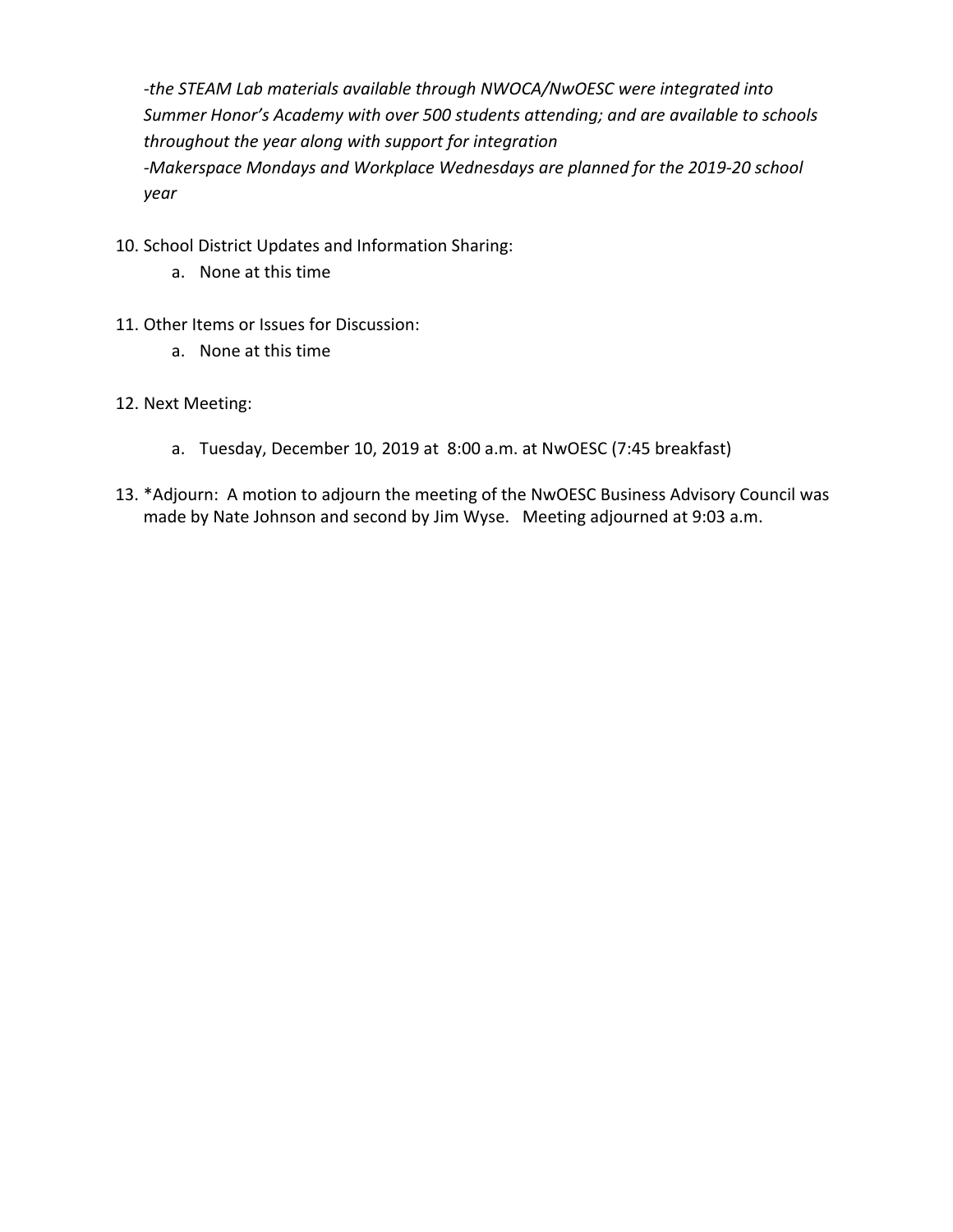*-the STEAM Lab materials available through NWOCA/NwOESC were integrated into Summer Honor's Academy with over 500 students attending; and are available to schools throughout the year along with support for integration*
*-Makerspace Mondays and Workplace Wednesdays are planned for the 2019-20 school year*

10. School District Updates and Information Sharing:
    a. None at this time

11. Other Items or Issues for Discussion:
    a. None at this time

12. Next Meeting:

    a. Tuesday, December 10, 2019 at 8:00 a.m. at NwOESC (7:45 breakfast)

13. *Adjourn: A motion to adjourn the meeting of the NwOESC Business Advisory Council was made by Nate Johnson and second by Jim Wyse. Meeting adjourned at 9:03 a.m.